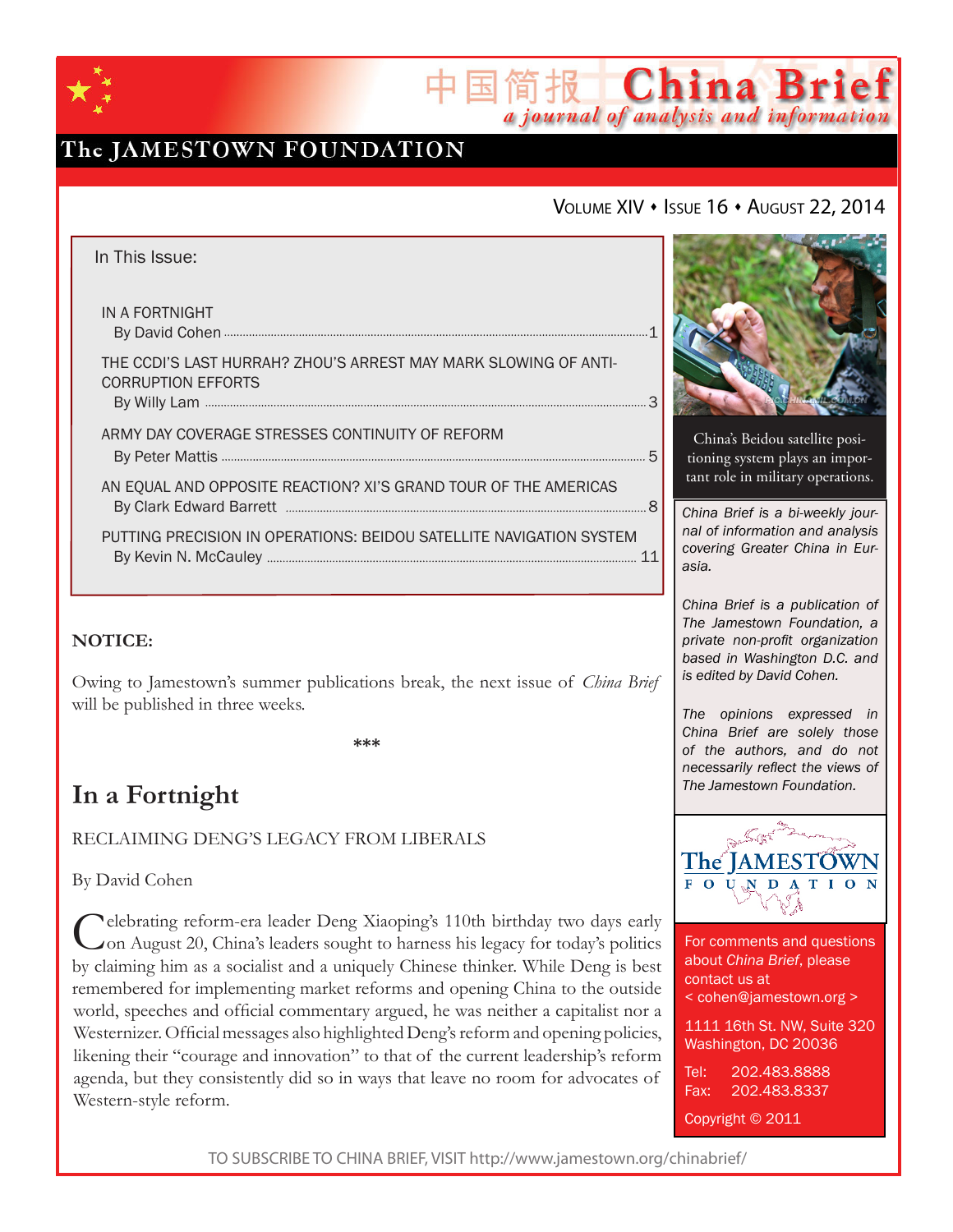# China Brief

*a journal of analysis and information*

The JAMESTOWN FOUNDATION

VOLUME XIV • ISSUE 16 • AUGUST 22, 2014

In This Issue:

IN A FORTNIGHT
By David Cohen ........ 1

THE CCDI'S LAST HURRAH? ZHOU'S ARREST MAY MARK SLOWING OF ANTI-CORRUPTION EFFORTS
By Willy Lam ........ 3

ARMY DAY COVERAGE STRESSES CONTINUITY OF REFORM
By Peter Mattis ........ 5

AN EQUAL AND OPPOSITE REACTION? XI'S GRAND TOUR OF THE AMERICAS
By Clark Edward Barrett ........ 8

PUTTING PRECISION IN OPERATIONS: BEIDOU SATELLITE NAVIGATION SYSTEM
By Kevin N. McCauley ........ 11

China's Beidou satellite positioning system plays an important role in military operations.

*China Brief is a bi-weekly journal of information and analysis covering Greater China in Eurasia.*

*China Brief is a publication of The Jamestown Foundation, a private non-profit organization based in Washington D.C. and is edited by David Cohen.*

*The opinions expressed in China Brief are solely those of the authors, and do not necessarily reflect the views of The Jamestown Foundation.*

For comments and questions about *China Brief*, please contact us at
< cohen@jamestown.org >

1111 16th St. NW, Suite 320
Washington, DC 20036

Tel: 202.483.8888
Fax: 202.483.8337

Copyright © 2011

**NOTICE:**

Owing to Jamestown's summer publications break, the next issue of *China Brief* will be published in three weeks.

***

## In a Fortnight

RECLAIMING DENG'S LEGACY FROM LIBERALS

By David Cohen

Celebrating reform-era leader Deng Xiaoping's 110th birthday two days early on August 20, China's leaders sought to harness his legacy for today's politics by claiming him as a socialist and a uniquely Chinese thinker. While Deng is best remembered for implementing market reforms and opening China to the outside world, speeches and official commentary argued, he was neither a capitalist nor a Westernizer. Official messages also highlighted Deng's reform and opening policies, likening their "courage and innovation" to that of the current leadership's reform agenda, but they consistently did so in ways that leave no room for advocates of Western-style reform.

TO SUBSCRIBE TO CHINA BRIEF, VISIT http://www.jamestown.org/chinabrief/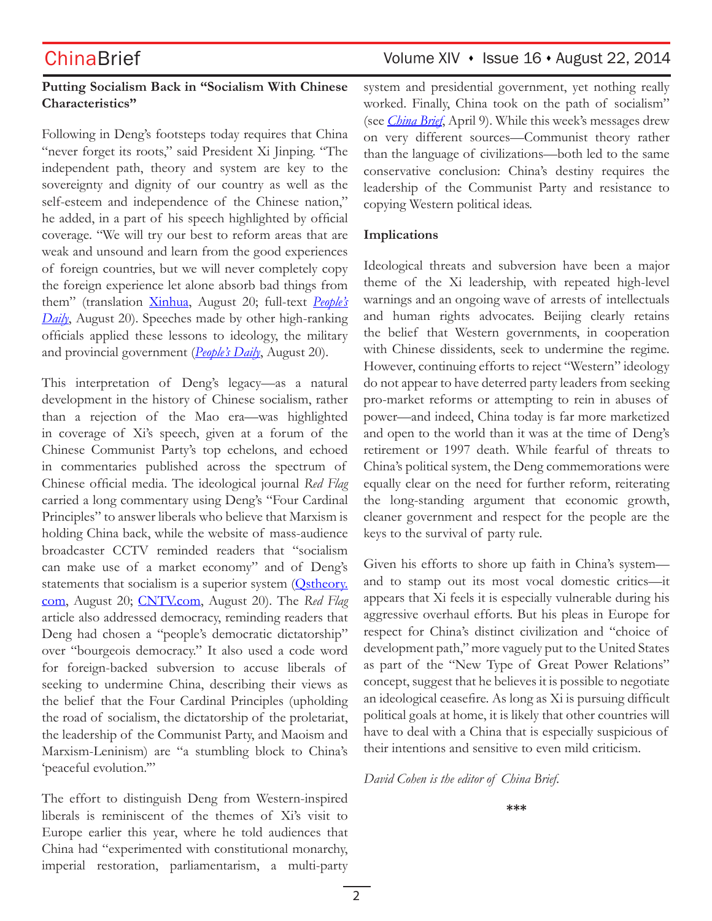**Putting Socialism Back in "Socialism With Chinese Characteristics"**

Following in Deng's footsteps today requires that China "never forget its roots," said President Xi Jinping. "The independent path, theory and system are key to the sovereignty and dignity of our country as well as the self-esteem and independence of the Chinese nation," he added, in a part of his speech highlighted by official coverage. "We will try our best to reform areas that are weak and unsound and learn from the good experiences of foreign countries, but we will never completely copy the foreign experience let alone absorb bad things from them" (translation Xinhua, August 20; full-text *People's Daily*, August 20). Speeches made by other high-ranking officials applied these lessons to ideology, the military and provincial government (*People's Daily*, August 20).

This interpretation of Deng's legacy—as a natural development in the history of Chinese socialism, rather than a rejection of the Mao era—was highlighted in coverage of Xi's speech, given at a forum of the Chinese Communist Party's top echelons, and echoed in commentaries published across the spectrum of Chinese official media. The ideological journal *Red Flag* carried a long commentary using Deng's "Four Cardinal Principles" to answer liberals who believe that Marxism is holding China back, while the website of mass-audience broadcaster CCTV reminded readers that "socialism can make use of a market economy" and of Deng's statements that socialism is a superior system (Qstheory.com, August 20; CNTV.com, August 20). The *Red Flag* article also addressed democracy, reminding readers that Deng had chosen a "people's democratic dictatorship" over "bourgeois democracy." It also used a code word for foreign-backed subversion to accuse liberals of seeking to undermine China, describing their views as the belief that the Four Cardinal Principles (upholding the road of socialism, the dictatorship of the proletariat, the leadership of the Communist Party, and Maoism and Marxism-Leninism) are "a stumbling block to China's 'peaceful evolution.'"

The effort to distinguish Deng from Western-inspired liberals is reminiscent of the themes of Xi's visit to Europe earlier this year, where he told audiences that China had "experimented with constitutional monarchy, imperial restoration, parliamentarism, a multi-party system and presidential government, yet nothing really worked. Finally, China took on the path of socialism" (see *China Brief*, April 9). While this week's messages drew on very different sources—Communist theory rather than the language of civilizations—both led to the same conservative conclusion: China's destiny requires the leadership of the Communist Party and resistance to copying Western political ideas.

**Implications**

Ideological threats and subversion have been a major theme of the Xi leadership, with repeated high-level warnings and an ongoing wave of arrests of intellectuals and human rights advocates. Beijing clearly retains the belief that Western governments, in cooperation with Chinese dissidents, seek to undermine the regime. However, continuing efforts to reject "Western" ideology do not appear to have deterred party leaders from seeking pro-market reforms or attempting to rein in abuses of power—and indeed, China today is far more marketized and open to the world than it was at the time of Deng's retirement or 1997 death. While fearful of threats to China's political system, the Deng commemorations were equally clear on the need for further reform, reiterating the long-standing argument that economic growth, cleaner government and respect for the people are the keys to the survival of party rule.

Given his efforts to shore up faith in China's system—and to stamp out its most vocal domestic critics—it appears that Xi feels it is especially vulnerable during his aggressive overhaul efforts. But his pleas in Europe for respect for China's distinct civilization and "choice of development path," more vaguely put to the United States as part of the "New Type of Great Power Relations" concept, suggest that he believes it is possible to negotiate an ideological ceasefire. As long as Xi is pursuing difficult political goals at home, it is likely that other countries will have to deal with a China that is especially suspicious of their intentions and sensitive to even mild criticism.

*David Cohen is the editor of China Brief.*

\*\*\*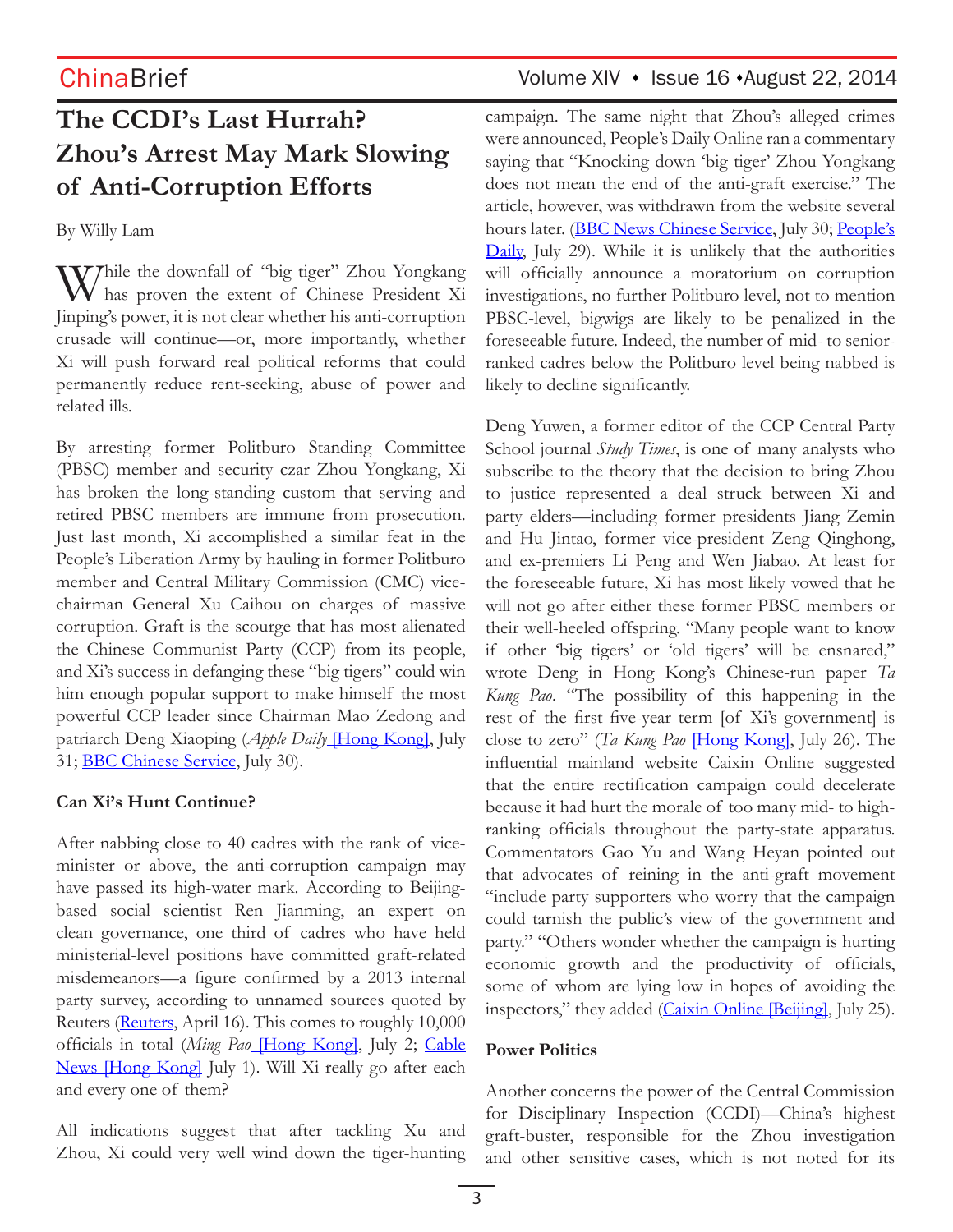# The CCDI's Last Hurrah? Zhou's Arrest May Mark Slowing of Anti-Corruption Efforts

By Willy Lam

While the downfall of "big tiger" Zhou Yongkang has proven the extent of Chinese President Xi Jinping's power, it is not clear whether his anti-corruption crusade will continue—or, more importantly, whether Xi will push forward real political reforms that could permanently reduce rent-seeking, abuse of power and related ills.

By arresting former Politburo Standing Committee (PBSC) member and security czar Zhou Yongkang, Xi has broken the long-standing custom that serving and retired PBSC members are immune from prosecution. Just last month, Xi accomplished a similar feat in the People's Liberation Army by hauling in former Politburo member and Central Military Commission (CMC) vice-chairman General Xu Caihou on charges of massive corruption. Graft is the scourge that has most alienated the Chinese Communist Party (CCP) from its people, and Xi's success in defanging these "big tigers" could win him enough popular support to make himself the most powerful CCP leader since Chairman Mao Zedong and patriarch Deng Xiaoping (*Apple Daily* [Hong Kong], July 31; BBC Chinese Service, July 30).

**Can Xi's Hunt Continue?**

After nabbing close to 40 cadres with the rank of vice-minister or above, the anti-corruption campaign may have passed its high-water mark. According to Beijing-based social scientist Ren Jianming, an expert on clean governance, one third of cadres who have held ministerial-level positions have committed graft-related misdemeanors—a figure confirmed by a 2013 internal party survey, according to unnamed sources quoted by Reuters (Reuters, April 16). This comes to roughly 10,000 officials in total (*Ming Pao* [Hong Kong], July 2; Cable News [Hong Kong] July 1). Will Xi really go after each and every one of them?

All indications suggest that after tackling Xu and Zhou, Xi could very well wind down the tiger-hunting campaign. The same night that Zhou's alleged crimes were announced, People's Daily Online ran a commentary saying that "Knocking down 'big tiger' Zhou Yongkang does not mean the end of the anti-graft exercise." The article, however, was withdrawn from the website several hours later. (BBC News Chinese Service, July 30; People's Daily, July 29). While it is unlikely that the authorities will officially announce a moratorium on corruption investigations, no further Politburo level, not to mention PBSC-level, bigwigs are likely to be penalized in the foreseeable future. Indeed, the number of mid- to senior-ranked cadres below the Politburo level being nabbed is likely to decline significantly.

Deng Yuwen, a former editor of the CCP Central Party School journal *Study Times*, is one of many analysts who subscribe to the theory that the decision to bring Zhou to justice represented a deal struck between Xi and party elders—including former presidents Jiang Zemin and Hu Jintao, former vice-president Zeng Qinghong, and ex-premiers Li Peng and Wen Jiabao. At least for the foreseeable future, Xi has most likely vowed that he will not go after either these former PBSC members or their well-heeled offspring. "Many people want to know if other 'big tigers' or 'old tigers' will be ensnared," wrote Deng in Hong Kong's Chinese-run paper *Ta Kung Pao*. "The possibility of this happening in the rest of the first five-year term [of Xi's government] is close to zero" (*Ta Kung Pao* [Hong Kong], July 26). The influential mainland website Caixin Online suggested that the entire rectification campaign could decelerate because it had hurt the morale of too many mid- to high-ranking officials throughout the party-state apparatus. Commentators Gao Yu and Wang Heyan pointed out that advocates of reining in the anti-graft movement "include party supporters who worry that the campaign could tarnish the public's view of the government and party." "Others wonder whether the campaign is hurting economic growth and the productivity of officials, some of whom are lying low in hopes of avoiding the inspectors," they added (Caixin Online [Beijing], July 25).

**Power Politics**

Another concerns the power of the Central Commission for Disciplinary Inspection (CCDI)—China's highest graft-buster, responsible for the Zhou investigation and other sensitive cases, which is not noted for its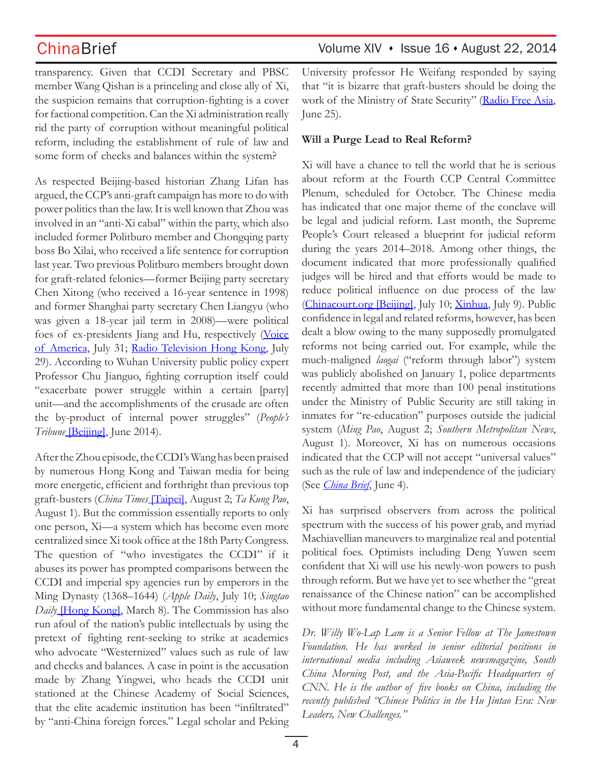transparency. Given that CCDI Secretary and PBSC member Wang Qishan is a princeling and close ally of Xi, the suspicion remains that corruption-fighting is a cover for factional competition. Can the Xi administration really rid the party of corruption without meaningful political reform, including the establishment of rule of law and some form of checks and balances within the system?

As respected Beijing-based historian Zhang Lifan has argued, the CCP's anti-graft campaign has more to do with power politics than the law. It is well known that Zhou was involved in an "anti-Xi cabal" within the party, which also included former Politburo member and Chongqing party boss Bo Xilai, who received a life sentence for corruption last year. Two previous Politburo members brought down for graft-related felonies—former Beijing party secretary Chen Xitong (who received a 16-year sentence in 1998) and former Shanghai party secretary Chen Liangyu (who was given a 18-year jail term in 2008)—were political foes of ex-presidents Jiang and Hu, respectively (Voice of America, July 31; Radio Television Hong Kong, July 29). According to Wuhan University public policy expert Professor Chu Jianguo, fighting corruption itself could "exacerbate power struggle within a certain [party] unit—and the accomplishments of the crusade are often the by-product of internal power struggles" (*People's Tribune* [Beijing], June 2014).

After the Zhou episode, the CCDI's Wang has been praised by numerous Hong Kong and Taiwan media for being more energetic, efficient and forthright than previous top graft-busters (*China Times* [Taipei], August 2; *Ta Kung Pao*, August 1). But the commission essentially reports to only one person, Xi—a system which has become even more centralized since Xi took office at the 18th Party Congress. The question of "who investigates the CCDI" if it abuses its power has prompted comparisons between the CCDI and imperial spy agencies run by emperors in the Ming Dynasty (1368–1644) (*Apple Daily*, July 10; *Singtao Daily* [Hong Kong], March 8). The Commission has also run afoul of the nation's public intellectuals by using the pretext of fighting rent-seeking to strike at academics who advocate "Westernized" values such as rule of law and checks and balances. A case in point is the accusation made by Zhang Yingwei, who heads the CCDI unit stationed at the Chinese Academy of Social Sciences, that the elite academic institution has been "infiltrated" by "anti-China foreign forces." Legal scholar and Peking University professor He Weifang responded by saying that "it is bizarre that graft-busters should be doing the work of the Ministry of State Security" (Radio Free Asia, June 25).

**Will a Purge Lead to Real Reform?**

Xi will have a chance to tell the world that he is serious about reform at the Fourth CCP Central Committee Plenum, scheduled for October. The Chinese media has indicated that one major theme of the conclave will be legal and judicial reform. Last month, the Supreme People's Court released a blueprint for judicial reform during the years 2014–2018. Among other things, the document indicated that more professionally qualified judges will be hired and that efforts would be made to reduce political influence on due process of the law (Chinacourt.org [Beijing], July 10; Xinhua, July 9). Public confidence in legal and related reforms, however, has been dealt a blow owing to the many supposedly promulgated reforms not being carried out. For example, while the much-maligned *laogai* ("reform through labor") system was publicly abolished on January 1, police departments recently admitted that more than 100 penal institutions under the Ministry of Public Security are still taking in inmates for "re-education" purposes outside the judicial system (*Ming Pao*, August 2; *Southern Metropolitan News*, August 1). Moreover, Xi has on numerous occasions indicated that the CCP will not accept "universal values" such as the rule of law and independence of the judiciary (See *China Brief*, June 4).

Xi has surprised observers from across the political spectrum with the success of his power grab, and myriad Machiavellian maneuvers to marginalize real and potential political foes. Optimists including Deng Yuwen seem confident that Xi will use his newly-won powers to push through reform. But we have yet to see whether the "great renaissance of the Chinese nation" can be accomplished without more fundamental change to the Chinese system.

*Dr. Willy Wo-Lap Lam is a Senior Fellow at The Jamestown Foundation. He has worked in senior editorial positions in international media including Asiaweek newsmagazine, South China Morning Post, and the Asia-Pacific Headquarters of CNN. He is the author of five books on China, including the recently published "Chinese Politics in the Hu Jintao Era: New Leaders, New Challenges."*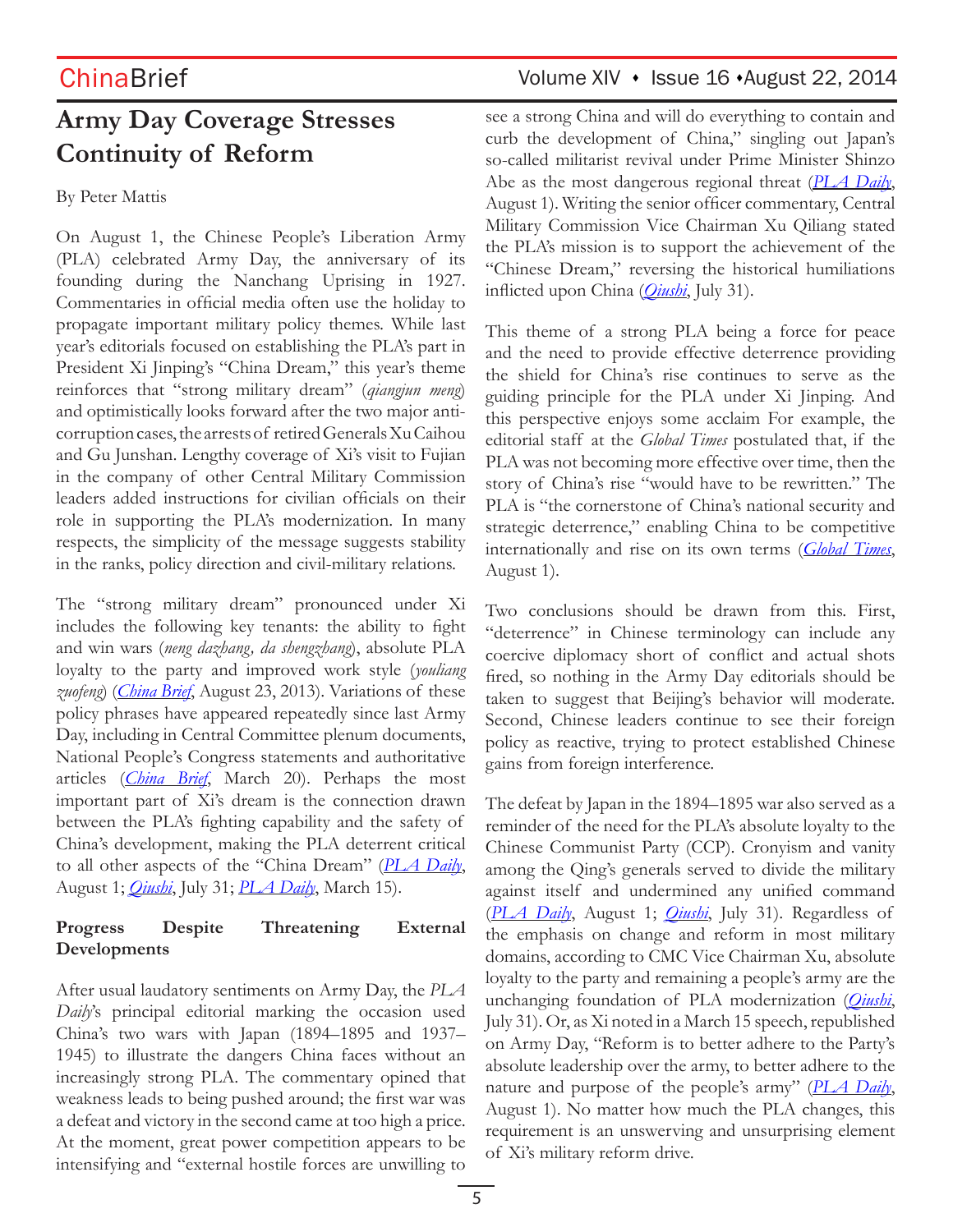# Army Day Coverage Stresses Continuity of Reform

By Peter Mattis

On August 1, the Chinese People's Liberation Army (PLA) celebrated Army Day, the anniversary of its founding during the Nanchang Uprising in 1927. Commentaries in official media often use the holiday to propagate important military policy themes. While last year's editorials focused on establishing the PLA's part in President Xi Jinping's "China Dream," this year's theme reinforces that "strong military dream" (*qiangjun meng*) and optimistically looks forward after the two major anti-corruption cases, the arrests of retired Generals Xu Caihou and Gu Junshan. Lengthy coverage of Xi's visit to Fujian in the company of other Central Military Commission leaders added instructions for civilian officials on their role in supporting the PLA's modernization. In many respects, the simplicity of the message suggests stability in the ranks, policy direction and civil-military relations.

The "strong military dream" pronounced under Xi includes the following key tenants: the ability to fight and win wars (*neng dazhang, da shengzhang*), absolute PLA loyalty to the party and improved work style (*youliang zuofeng*) (*China Brief*, August 23, 2013). Variations of these policy phrases have appeared repeatedly since last Army Day, including in Central Committee plenum documents, National People's Congress statements and authoritative articles (*China Brief*, March 20). Perhaps the most important part of Xi's dream is the connection drawn between the PLA's fighting capability and the safety of China's development, making the PLA deterrent critical to all other aspects of the "China Dream" (*PLA Daily*, August 1; *Qiushi*, July 31; *PLA Daily*, March 15).

**Progress Despite Threatening External Developments**

After usual laudatory sentiments on Army Day, the *PLA Daily*'s principal editorial marking the occasion used China's two wars with Japan (1894–1895 and 1937–1945) to illustrate the dangers China faces without an increasingly strong PLA. The commentary opined that weakness leads to being pushed around; the first war was a defeat and victory in the second came at too high a price. At the moment, great power competition appears to be intensifying and "external hostile forces are unwilling to see a strong China and will do everything to contain and curb the development of China," singling out Japan's so-called militarist revival under Prime Minister Shinzo Abe as the most dangerous regional threat (*PLA Daily*, August 1). Writing the senior officer commentary, Central Military Commission Vice Chairman Xu Qiliang stated the PLA's mission is to support the achievement of the "Chinese Dream," reversing the historical humiliations inflicted upon China (*Qiushi*, July 31).

This theme of a strong PLA being a force for peace and the need to provide effective deterrence providing the shield for China's rise continues to serve as the guiding principle for the PLA under Xi Jinping. And this perspective enjoys some acclaim For example, the editorial staff at the *Global Times* postulated that, if the PLA was not becoming more effective over time, then the story of China's rise "would have to be rewritten." The PLA is "the cornerstone of China's national security and strategic deterrence," enabling China to be competitive internationally and rise on its own terms (*Global Times*, August 1).

Two conclusions should be drawn from this. First, "deterrence" in Chinese terminology can include any coercive diplomacy short of conflict and actual shots fired, so nothing in the Army Day editorials should be taken to suggest that Beijing's behavior will moderate. Second, Chinese leaders continue to see their foreign policy as reactive, trying to protect established Chinese gains from foreign interference.

The defeat by Japan in the 1894–1895 war also served as a reminder of the need for the PLA's absolute loyalty to the Chinese Communist Party (CCP). Cronyism and vanity among the Qing's generals served to divide the military against itself and undermined any unified command (*PLA Daily*, August 1; *Qiushi*, July 31). Regardless of the emphasis on change and reform in most military domains, according to CMC Vice Chairman Xu, absolute loyalty to the party and remaining a people's army are the unchanging foundation of PLA modernization (*Qiushi*, July 31). Or, as Xi noted in a March 15 speech, republished on Army Day, "Reform is to better adhere to the Party's absolute leadership over the army, to better adhere to the nature and purpose of the people's army" (*PLA Daily*, August 1). No matter how much the PLA changes, this requirement is an unswerving and unsurprising element of Xi's military reform drive.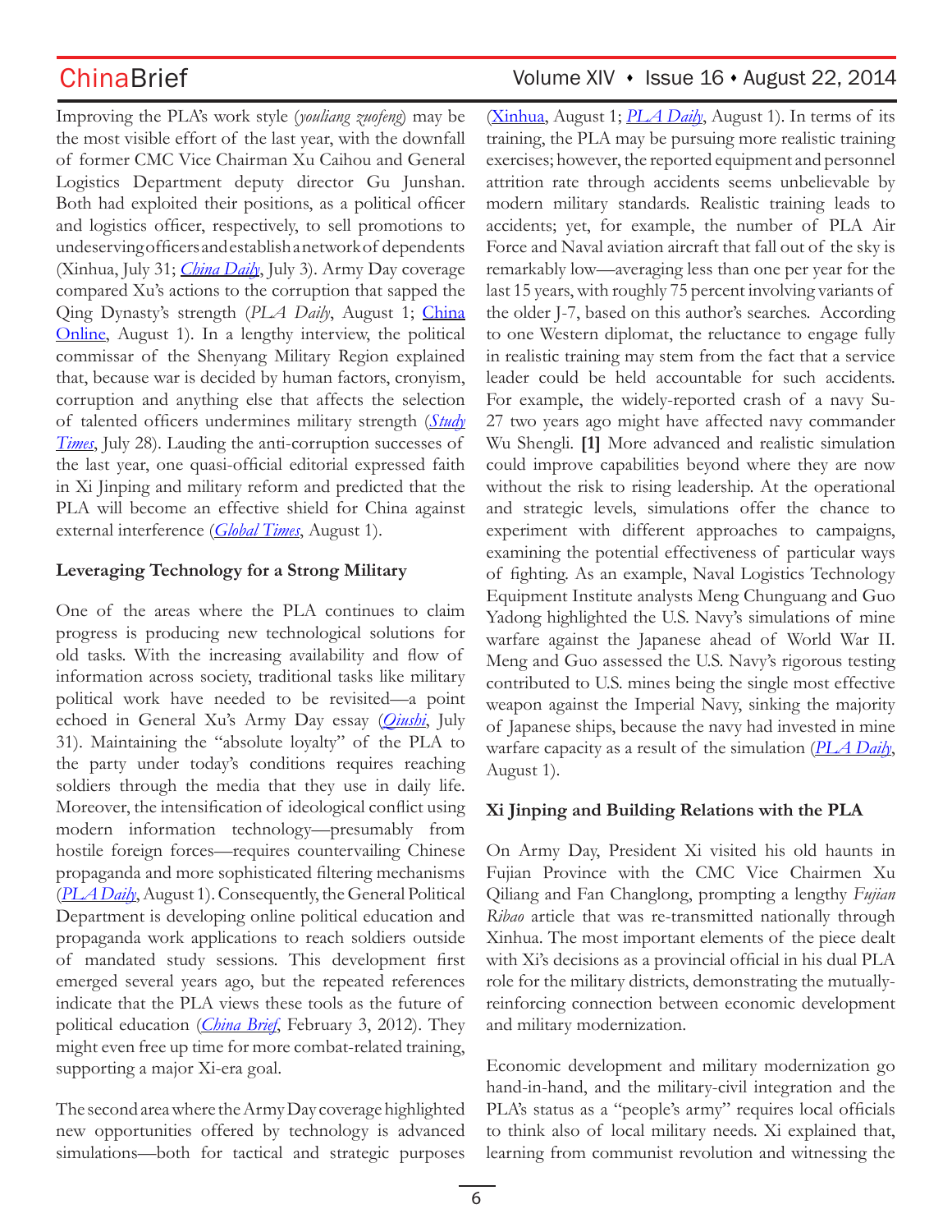Improving the PLA's work style (*youliang zuofeng*) may be the most visible effort of the last year, with the downfall of former CMC Vice Chairman Xu Caihou and General Logistics Department deputy director Gu Junshan. Both had exploited their positions, as a political officer and logistics officer, respectively, to sell promotions to undeserving officers and establish a network of dependents (Xinhua, July 31; *China Daily*, July 3). Army Day coverage compared Xu's actions to the corruption that sapped the Qing Dynasty's strength (*PLA Daily*, August 1; China Online, August 1). In a lengthy interview, the political commissar of the Shenyang Military Region explained that, because war is decided by human factors, cronyism, corruption and anything else that affects the selection of talented officers undermines military strength (*Study Times*, July 28). Lauding the anti-corruption successes of the last year, one quasi-official editorial expressed faith in Xi Jinping and military reform and predicted that the PLA will become an effective shield for China against external interference (*Global Times*, August 1).

**Leveraging Technology for a Strong Military**

One of the areas where the PLA continues to claim progress is producing new technological solutions for old tasks. With the increasing availability and flow of information across society, traditional tasks like military political work have needed to be revisited—a point echoed in General Xu's Army Day essay (*Qiushi*, July 31). Maintaining the "absolute loyalty" of the PLA to the party under today's conditions requires reaching soldiers through the media that they use in daily life. Moreover, the intensification of ideological conflict using modern information technology—presumably from hostile foreign forces—requires countervailing Chinese propaganda and more sophisticated filtering mechanisms (*PLA Daily*, August 1). Consequently, the General Political Department is developing online political education and propaganda work applications to reach soldiers outside of mandated study sessions. This development first emerged several years ago, but the repeated references indicate that the PLA views these tools as the future of political education (*China Brief*, February 3, 2012). They might even free up time for more combat-related training, supporting a major Xi-era goal.

The second area where the Army Day coverage highlighted new opportunities offered by technology is advanced simulations—both for tactical and strategic purposes (Xinhua, August 1; *PLA Daily*, August 1). In terms of its training, the PLA may be pursuing more realistic training exercises; however, the reported equipment and personnel attrition rate through accidents seems unbelievable by modern military standards. Realistic training leads to accidents; yet, for example, the number of PLA Air Force and Naval aviation aircraft that fall out of the sky is remarkably low—averaging less than one per year for the last 15 years, with roughly 75 percent involving variants of the older J-7, based on this author's searches. According to one Western diplomat, the reluctance to engage fully in realistic training may stem from the fact that a service leader could be held accountable for such accidents. For example, the widely-reported crash of a navy Su-27 two years ago might have affected navy commander Wu Shengli. **[1]** More advanced and realistic simulation could improve capabilities beyond where they are now without the risk to rising leadership. At the operational and strategic levels, simulations offer the chance to experiment with different approaches to campaigns, examining the potential effectiveness of particular ways of fighting. As an example, Naval Logistics Technology Equipment Institute analysts Meng Chunguang and Guo Yadong highlighted the U.S. Navy's simulations of mine warfare against the Japanese ahead of World War II. Meng and Guo assessed the U.S. Navy's rigorous testing contributed to U.S. mines being the single most effective weapon against the Imperial Navy, sinking the majority of Japanese ships, because the navy had invested in mine warfare capacity as a result of the simulation (*PLA Daily*, August 1).

**Xi Jinping and Building Relations with the PLA**

On Army Day, President Xi visited his old haunts in Fujian Province with the CMC Vice Chairmen Xu Qiliang and Fan Changlong, prompting a lengthy *Fujian Ribao* article that was re-transmitted nationally through Xinhua. The most important elements of the piece dealt with Xi's decisions as a provincial official in his dual PLA role for the military districts, demonstrating the mutually-reinforcing connection between economic development and military modernization.

Economic development and military modernization go hand-in-hand, and the military-civil integration and the PLA's status as a "people's army" requires local officials to think also of local military needs. Xi explained that, learning from communist revolution and witnessing the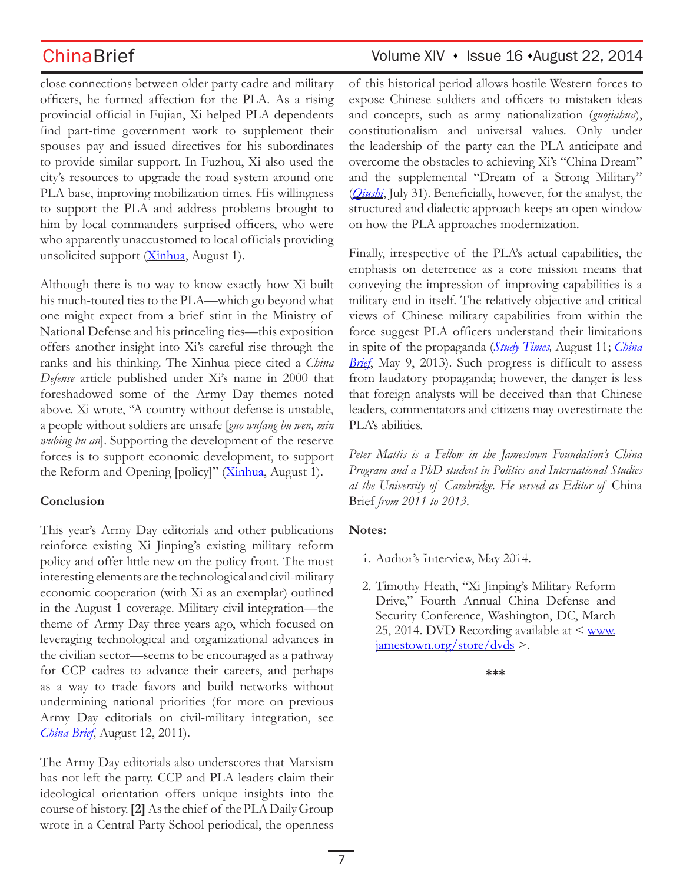close connections between older party cadre and military officers, he formed affection for the PLA. As a rising provincial official in Fujian, Xi helped PLA dependents find part-time government work to supplement their spouses pay and issued directives for his subordinates to provide similar support. In Fuzhou, Xi also used the city's resources to upgrade the road system around one PLA base, improving mobilization times. His willingness to support the PLA and address problems brought to him by local commanders surprised officers, who were who apparently unaccustomed to local officials providing unsolicited support (Xinhua, August 1).

Although there is no way to know exactly how Xi built his much-touted ties to the PLA—which go beyond what one might expect from a brief stint in the Ministry of National Defense and his princeling ties—this exposition offers another insight into Xi's careful rise through the ranks and his thinking. The Xinhua piece cited a *China Defense* article published under Xi's name in 2000 that foreshadowed some of the Army Day themes noted above. Xi wrote, "A country without defense is unstable, a people without soldiers are unsafe [*guo wufang bu wen, min wubing bu an*]. Supporting the development of the reserve forces is to support economic development, to support the Reform and Opening [policy]" (Xinhua, August 1).

**Conclusion**

This year's Army Day editorials and other publications reinforce existing Xi Jinping's existing military reform policy and offer little new on the policy front. The most interesting elements are the technological and civil-military economic cooperation (with Xi as an exemplar) outlined in the August 1 coverage. Military-civil integration—the theme of Army Day three years ago, which focused on leveraging technological and organizational advances in the civilian sector—seems to be encouraged as a pathway for CCP cadres to advance their careers, and perhaps as a way to trade favors and build networks without undermining national priorities (for more on previous Army Day editorials on civil-military integration, see *China Brief*, August 12, 2011).

The Army Day editorials also underscores that Marxism has not left the party. CCP and PLA leaders claim their ideological orientation offers unique insights into the course of history. **[2]** As the chief of the PLA Daily Group wrote in a Central Party School periodical, the openness of this historical period allows hostile Western forces to expose Chinese soldiers and officers to mistaken ideas and concepts, such as army nationalization (*guojiahua*), constitutionalism and universal values. Only under the leadership of the party can the PLA anticipate and overcome the obstacles to achieving Xi's "China Dream" and the supplemental "Dream of a Strong Military" (*Qiushi*, July 31). Beneficially, however, for the analyst, the structured and dialectic approach keeps an open window on how the PLA approaches modernization.

Finally, irrespective of the PLA's actual capabilities, the emphasis on deterrence as a core mission means that conveying the impression of improving capabilities is a military end in itself. The relatively objective and critical views of Chinese military capabilities from within the force suggest PLA officers understand their limitations in spite of the propaganda (*Study Times*, August 11; *China Brief*, May 9, 2013). Such progress is difficult to assess from laudatory propaganda; however, the danger is less that foreign analysts will be deceived than that Chinese leaders, commentators and citizens may overestimate the PLA's abilities.

*Peter Mattis is a Fellow in the Jamestown Foundation's China Program and a PhD student in Politics and International Studies at the University of Cambridge. He served as Editor of* China Brief *from 2011 to 2013.*

**Notes:**

1. Author's Interview, May 2014.

2. Timothy Heath, "Xi Jinping's Military Reform Drive," Fourth Annual China Defense and Security Conference, Washington, DC, March 25, 2014. DVD Recording available at < www.jamestown.org/store/dvds >.

\*\*\*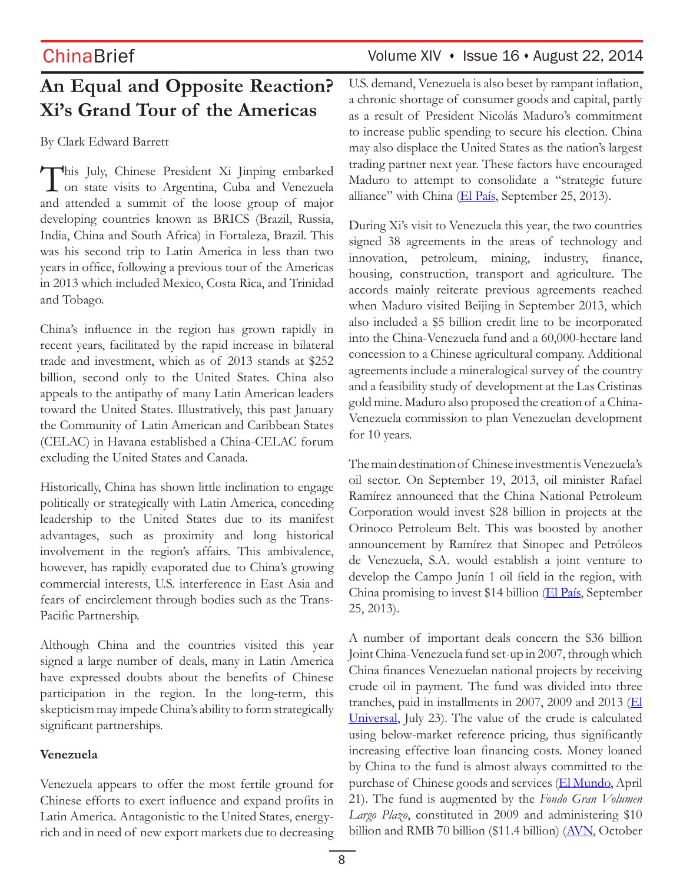# An Equal and Opposite Reaction? Xi's Grand Tour of the Americas

By Clark Edward Barrett

This July, Chinese President Xi Jinping embarked on state visits to Argentina, Cuba and Venezuela and attended a summit of the loose group of major developing countries known as BRICS (Brazil, Russia, India, China and South Africa) in Fortaleza, Brazil. This was his second trip to Latin America in less than two years in office, following a previous tour of the Americas in 2013 which included Mexico, Costa Rica, and Trinidad and Tobago.

China's influence in the region has grown rapidly in recent years, facilitated by the rapid increase in bilateral trade and investment, which as of 2013 stands at $252 billion, second only to the United States. China also appeals to the antipathy of many Latin American leaders toward the United States. Illustratively, this past January the Community of Latin American and Caribbean States (CELAC) in Havana established a China-CELAC forum excluding the United States and Canada.

Historically, China has shown little inclination to engage politically or strategically with Latin America, conceding leadership to the United States due to its manifest advantages, such as proximity and long historical involvement in the region's affairs. This ambivalence, however, has rapidly evaporated due to China's growing commercial interests, U.S. interference in East Asia and fears of encirclement through bodies such as the Trans-Pacific Partnership.

Although China and the countries visited this year signed a large number of deals, many in Latin America have expressed doubts about the benefits of Chinese participation in the region. In the long-term, this skepticism may impede China's ability to form strategically significant partnerships.

**Venezuela**

Venezuela appears to offer the most fertile ground for Chinese efforts to exert influence and expand profits in Latin America. Antagonistic to the United States, energy-rich and in need of new export markets due to decreasing U.S. demand, Venezuela is also beset by rampant inflation, a chronic shortage of consumer goods and capital, partly as a result of President Nicolás Maduro's commitment to increase public spending to secure his election. China may also displace the United States as the nation's largest trading partner next year. These factors have encouraged Maduro to attempt to consolidate a "strategic future alliance" with China (El País, September 25, 2013).

During Xi's visit to Venezuela this year, the two countries signed 38 agreements in the areas of technology and innovation, petroleum, mining, industry, finance, housing, construction, transport and agriculture. The accords mainly reiterate previous agreements reached when Maduro visited Beijing in September 2013, which also included a $5 billion credit line to be incorporated into the China-Venezuela fund and a 60,000-hectare land concession to a Chinese agricultural company. Additional agreements include a mineralogical survey of the country and a feasibility study of development at the Las Cristinas gold mine. Maduro also proposed the creation of a China-Venezuela commission to plan Venezuelan development for 10 years.

The main destination of Chinese investment is Venezuela's oil sector. On September 19, 2013, oil minister Rafael Ramírez announced that the China National Petroleum Corporation would invest $28 billion in projects at the Orinoco Petroleum Belt. This was boosted by another announcement by Ramírez that Sinopec and Petróleos de Venezuela, S.A. would establish a joint venture to develop the Campo Junín 1 oil field in the region, with China promising to invest $14 billion (El País, September 25, 2013).

A number of important deals concern the $36 billion Joint China-Venezuela fund set-up in 2007, through which China finances Venezuelan national projects by receiving crude oil in payment. The fund was divided into three tranches, paid in installments in 2007, 2009 and 2013 (El Universal, July 23). The value of the crude is calculated using below-market reference pricing, thus significantly increasing effective loan financing costs. Money loaned by China to the fund is almost always committed to the purchase of Chinese goods and services (El Mundo, April 21). The fund is augmented by the *Fondo Gran Volumen Largo Plazo*, constituted in 2009 and administering $10 billion and RMB 70 billion ($11.4 billion) (AVN, October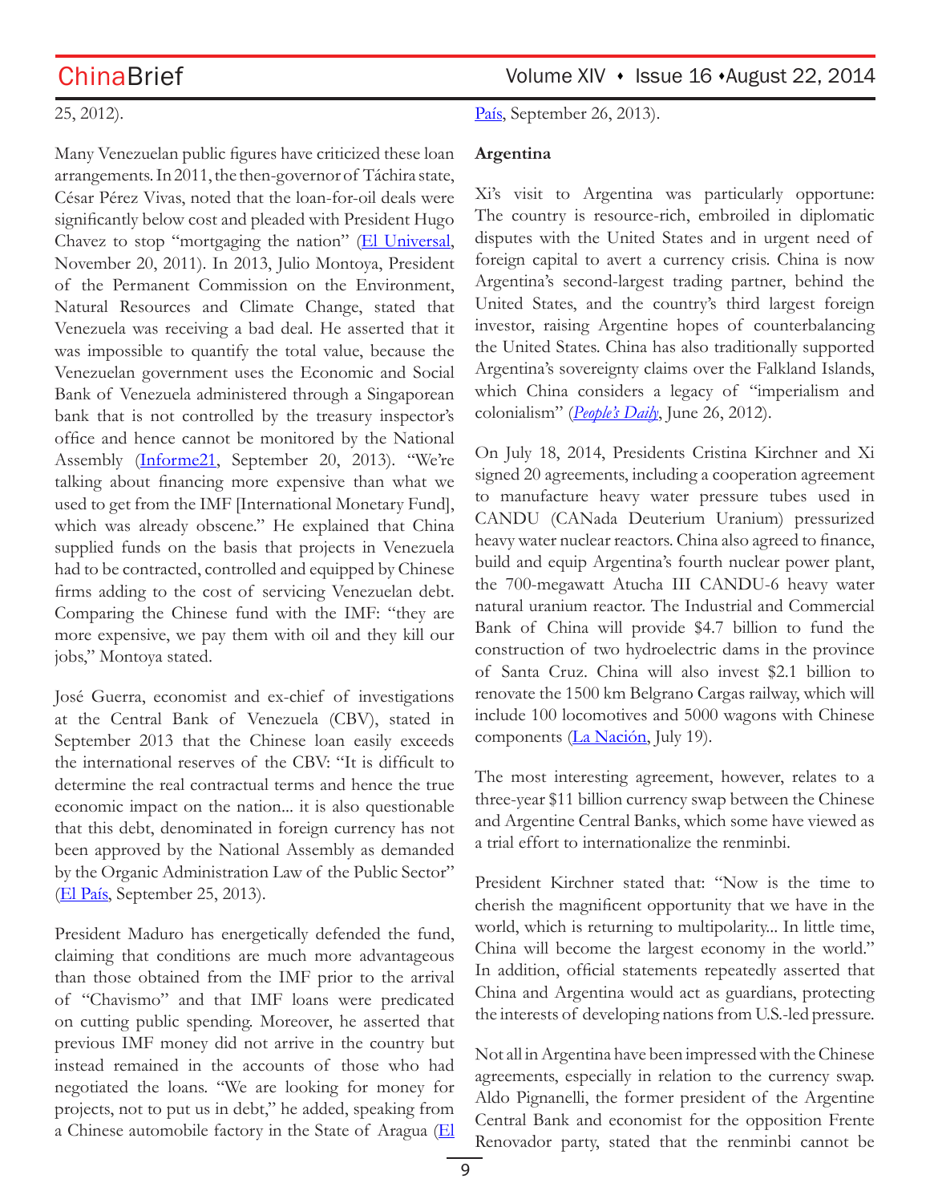25, 2012).

Many Venezuelan public figures have criticized these loan arrangements. In 2011, the then-governor of Táchira state, César Pérez Vivas, noted that the loan-for-oil deals were significantly below cost and pleaded with President Hugo Chavez to stop "mortgaging the nation" (El Universal, November 20, 2011). In 2013, Julio Montoya, President of the Permanent Commission on the Environment, Natural Resources and Climate Change, stated that Venezuela was receiving a bad deal. He asserted that it was impossible to quantify the total value, because the Venezuelan government uses the Economic and Social Bank of Venezuela administered through a Singaporean bank that is not controlled by the treasury inspector's office and hence cannot be monitored by the National Assembly (Informe21, September 20, 2013). "We're talking about financing more expensive than what we used to get from the IMF [International Monetary Fund], which was already obscene." He explained that China supplied funds on the basis that projects in Venezuela had to be contracted, controlled and equipped by Chinese firms adding to the cost of servicing Venezuelan debt. Comparing the Chinese fund with the IMF: "they are more expensive, we pay them with oil and they kill our jobs," Montoya stated.

José Guerra, economist and ex-chief of investigations at the Central Bank of Venezuela (CBV), stated in September 2013 that the Chinese loan easily exceeds the international reserves of the CBV: "It is difficult to determine the real contractual terms and hence the true economic impact on the nation... it is also questionable that this debt, denominated in foreign currency has not been approved by the National Assembly as demanded by the Organic Administration Law of the Public Sector" (El País, September 25, 2013).

President Maduro has energetically defended the fund, claiming that conditions are much more advantageous than those obtained from the IMF prior to the arrival of "Chavismo" and that IMF loans were predicated on cutting public spending. Moreover, he asserted that previous IMF money did not arrive in the country but instead remained in the accounts of those who had negotiated the loans. "We are looking for money for projects, not to put us in debt," he added, speaking from a Chinese automobile factory in the State of Aragua (El País, September 26, 2013).

**Argentina**

Xi's visit to Argentina was particularly opportune: The country is resource-rich, embroiled in diplomatic disputes with the United States and in urgent need of foreign capital to avert a currency crisis. China is now Argentina's second-largest trading partner, behind the United States, and the country's third largest foreign investor, raising Argentine hopes of counterbalancing the United States. China has also traditionally supported Argentina's sovereignty claims over the Falkland Islands, which China considers a legacy of "imperialism and colonialism" (*People's Daily*, June 26, 2012).

On July 18, 2014, Presidents Cristina Kirchner and Xi signed 20 agreements, including a cooperation agreement to manufacture heavy water pressure tubes used in CANDU (CANada Deuterium Uranium) pressurized heavy water nuclear reactors. China also agreed to finance, build and equip Argentina's fourth nuclear power plant, the 700-megawatt Atucha III CANDU-6 heavy water natural uranium reactor. The Industrial and Commercial Bank of China will provide $4.7 billion to fund the construction of two hydroelectric dams in the province of Santa Cruz. China will also invest $2.1 billion to renovate the 1500 km Belgrano Cargas railway, which will include 100 locomotives and 5000 wagons with Chinese components (La Nación, July 19).

The most interesting agreement, however, relates to a three-year $11 billion currency swap between the Chinese and Argentine Central Banks, which some have viewed as a trial effort to internationalize the renminbi.

President Kirchner stated that: "Now is the time to cherish the magnificent opportunity that we have in the world, which is returning to multipolarity... In little time, China will become the largest economy in the world." In addition, official statements repeatedly asserted that China and Argentina would act as guardians, protecting the interests of developing nations from U.S.-led pressure.

Not all in Argentina have been impressed with the Chinese agreements, especially in relation to the currency swap. Aldo Pignanelli, the former president of the Argentine Central Bank and economist for the opposition Frente Renovador party, stated that the renminbi cannot be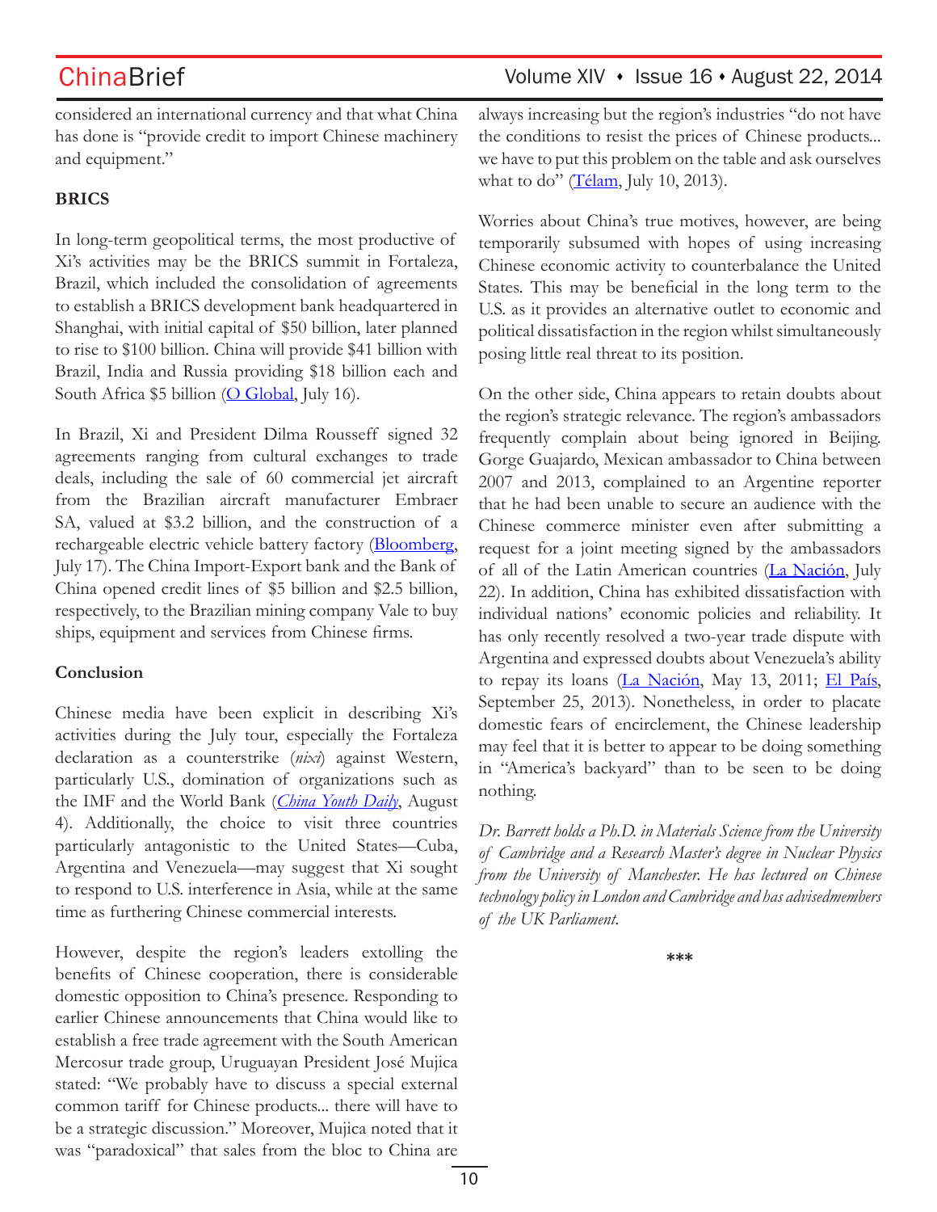considered an international currency and that what China has done is "provide credit to import Chinese machinery and equipment."

**BRICS**

In long-term geopolitical terms, the most productive of Xi's activities may be the BRICS summit in Fortaleza, Brazil, which included the consolidation of agreements to establish a BRICS development bank headquartered in Shanghai, with initial capital of $50 billion, later planned to rise to $100 billion. China will provide $41 billion with Brazil, India and Russia providing $18 billion each and South Africa $5 billion (O Global, July 16).

In Brazil, Xi and President Dilma Rousseff signed 32 agreements ranging from cultural exchanges to trade deals, including the sale of 60 commercial jet aircraft from the Brazilian aircraft manufacturer Embraer SA, valued at $3.2 billion, and the construction of a rechargeable electric vehicle battery factory (Bloomberg, July 17). The China Import-Export bank and the Bank of China opened credit lines of $5 billion and $2.5 billion, respectively, to the Brazilian mining company Vale to buy ships, equipment and services from Chinese firms.

**Conclusion**

Chinese media have been explicit in describing Xi's activities during the July tour, especially the Fortaleza declaration as a counterstrike (*nixi*) against Western, particularly U.S., domination of organizations such as the IMF and the World Bank (*China Youth Daily*, August 4). Additionally, the choice to visit three countries particularly antagonistic to the United States—Cuba, Argentina and Venezuela—may suggest that Xi sought to respond to U.S. interference in Asia, while at the same time as furthering Chinese commercial interests.

However, despite the region's leaders extolling the benefits of Chinese cooperation, there is considerable domestic opposition to China's presence. Responding to earlier Chinese announcements that China would like to establish a free trade agreement with the South American Mercosur trade group, Uruguayan President José Mujica stated: "We probably have to discuss a special external common tariff for Chinese products... there will have to be a strategic discussion." Moreover, Mujica noted that it was "paradoxical" that sales from the bloc to China are always increasing but the region's industries "do not have the conditions to resist the prices of Chinese products... we have to put this problem on the table and ask ourselves what to do" (Télam, July 10, 2013).

Worries about China's true motives, however, are being temporarily subsumed with hopes of using increasing Chinese economic activity to counterbalance the United States. This may be beneficial in the long term to the U.S. as it provides an alternative outlet to economic and political dissatisfaction in the region whilst simultaneously posing little real threat to its position.

On the other side, China appears to retain doubts about the region's strategic relevance. The region's ambassadors frequently complain about being ignored in Beijing. Gorge Guajardo, Mexican ambassador to China between 2007 and 2013, complained to an Argentine reporter that he had been unable to secure an audience with the Chinese commerce minister even after submitting a request for a joint meeting signed by the ambassadors of all of the Latin American countries (La Nación, July 22). In addition, China has exhibited dissatisfaction with individual nations' economic policies and reliability. It has only recently resolved a two-year trade dispute with Argentina and expressed doubts about Venezuela's ability to repay its loans (La Nación, May 13, 2011; El País, September 25, 2013). Nonetheless, in order to placate domestic fears of encirclement, the Chinese leadership may feel that it is better to appear to be doing something in "America's backyard" than to be seen to be doing nothing.

*Dr. Barrett holds a Ph.D. in Materials Science from the University of Cambridge and a Research Master's degree in Nuclear Physics from the University of Manchester. He has lectured on Chinese technology policy in London and Cambridge and has advisedmembers of the UK Parliament.*

***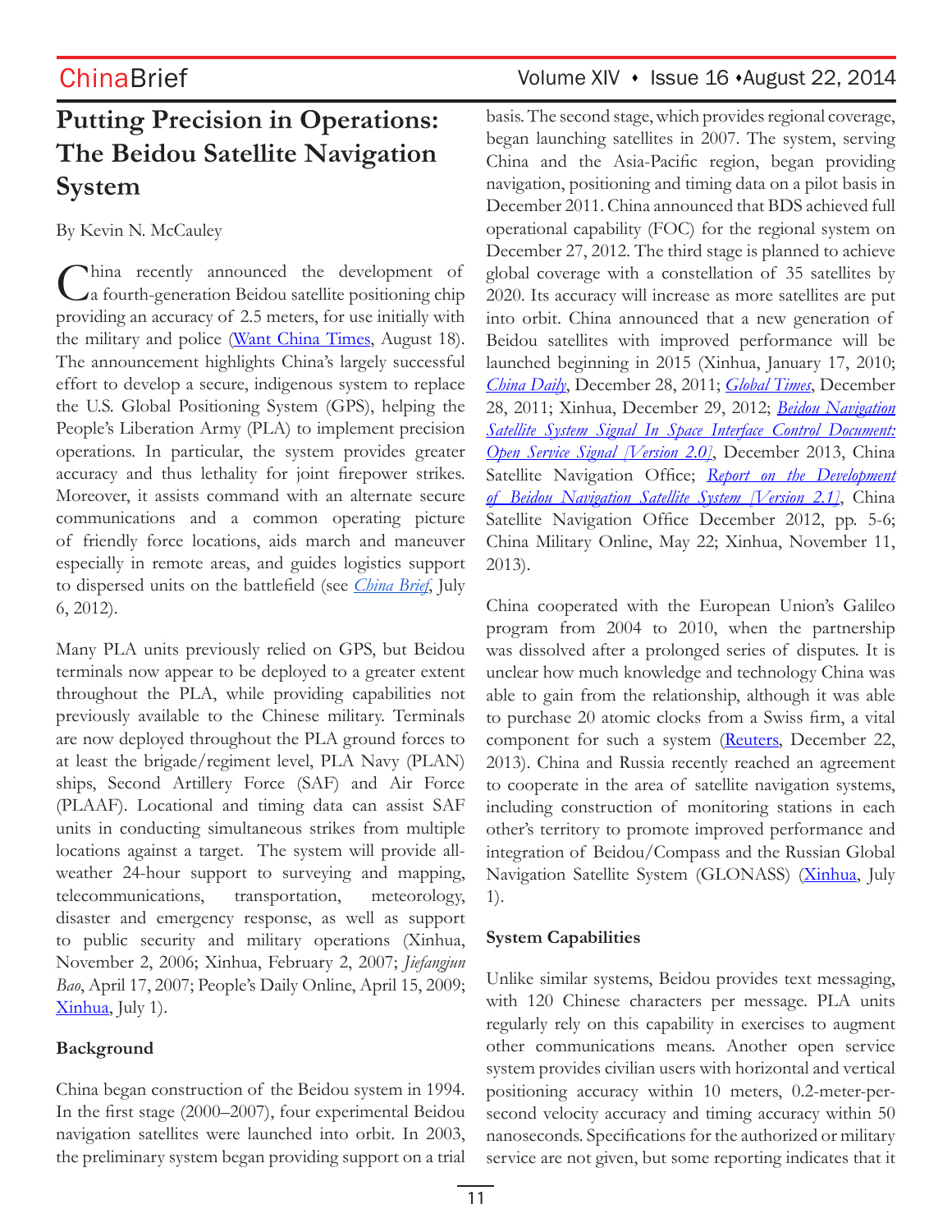# Putting Precision in Operations: The Beidou Satellite Navigation System

By Kevin N. McCauley

China recently announced the development of a fourth-generation Beidou satellite positioning chip providing an accuracy of 2.5 meters, for use initially with the military and police (Want China Times, August 18). The announcement highlights China's largely successful effort to develop a secure, indigenous system to replace the U.S. Global Positioning System (GPS), helping the People's Liberation Army (PLA) to implement precision operations. In particular, the system provides greater accuracy and thus lethality for joint firepower strikes. Moreover, it assists command with an alternate secure communications and a common operating picture of friendly force locations, aids march and maneuver especially in remote areas, and guides logistics support to dispersed units on the battlefield (see *China Brief*, July 6, 2012).

Many PLA units previously relied on GPS, but Beidou terminals now appear to be deployed to a greater extent throughout the PLA, while providing capabilities not previously available to the Chinese military. Terminals are now deployed throughout the PLA ground forces to at least the brigade/regiment level, PLA Navy (PLAN) ships, Second Artillery Force (SAF) and Air Force (PLAAF). Locational and timing data can assist SAF units in conducting simultaneous strikes from multiple locations against a target. The system will provide all-weather 24-hour support to surveying and mapping, telecommunications, transportation, meteorology, disaster and emergency response, as well as support to public security and military operations (Xinhua, November 2, 2006; Xinhua, February 2, 2007; *Jiefangjun Bao*, April 17, 2007; People's Daily Online, April 15, 2009; Xinhua, July 1).

## Background

China began construction of the Beidou system in 1994. In the first stage (2000–2007), four experimental Beidou navigation satellites were launched into orbit. In 2003, the preliminary system began providing support on a trial basis. The second stage, which provides regional coverage, began launching satellites in 2007. The system, serving China and the Asia-Pacific region, began providing navigation, positioning and timing data on a pilot basis in December 2011. China announced that BDS achieved full operational capability (FOC) for the regional system on December 27, 2012. The third stage is planned to achieve global coverage with a constellation of 35 satellites by 2020. Its accuracy will increase as more satellites are put into orbit. China announced that a new generation of Beidou satellites with improved performance will be launched beginning in 2015 (Xinhua, January 17, 2010; *China Daily*, December 28, 2011; *Global Times*, December 28, 2011; Xinhua, December 29, 2012; *Beidou Navigation Satellite System Signal In Space Interface Control Document: Open Service Signal [Version 2.0]*, December 2013, China Satellite Navigation Office; *Report on the Development of Beidou Navigation Satellite System [Version 2.1]*, China Satellite Navigation Office December 2012, pp. 5-6; China Military Online, May 22; Xinhua, November 11, 2013).

China cooperated with the European Union's Galileo program from 2004 to 2010, when the partnership was dissolved after a prolonged series of disputes. It is unclear how much knowledge and technology China was able to gain from the relationship, although it was able to purchase 20 atomic clocks from a Swiss firm, a vital component for such a system (Reuters, December 22, 2013). China and Russia recently reached an agreement to cooperate in the area of satellite navigation systems, including construction of monitoring stations in each other's territory to promote improved performance and integration of Beidou/Compass and the Russian Global Navigation Satellite System (GLONASS) (Xinhua, July 1).

## System Capabilities

Unlike similar systems, Beidou provides text messaging, with 120 Chinese characters per message. PLA units regularly rely on this capability in exercises to augment other communications means. Another open service system provides civilian users with horizontal and vertical positioning accuracy within 10 meters, 0.2-meter-per-second velocity accuracy and timing accuracy within 50 nanoseconds. Specifications for the authorized or military service are not given, but some reporting indicates that it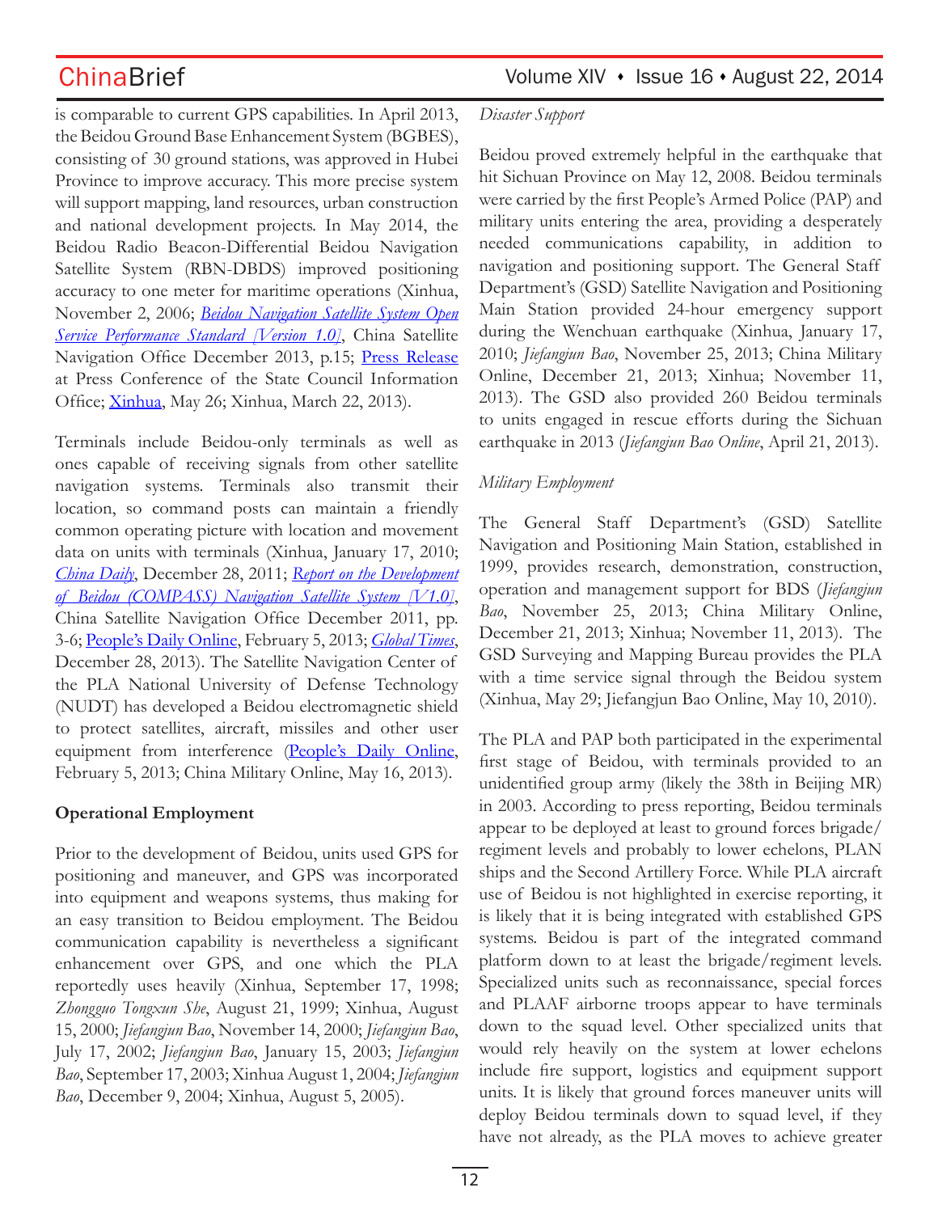is comparable to current GPS capabilities. In April 2013, the Beidou Ground Base Enhancement System (BGBES), consisting of 30 ground stations, was approved in Hubei Province to improve accuracy. This more precise system will support mapping, land resources, urban construction and national development projects. In May 2014, the Beidou Radio Beacon-Differential Beidou Navigation Satellite System (RBN-DBDS) improved positioning accuracy to one meter for maritime operations (Xinhua, November 2, 2006; *Beidou Navigation Satellite System Open Service Performance Standard [Version 1.0]*, China Satellite Navigation Office December 2013, p.15; Press Release at Press Conference of the State Council Information Office; Xinhua, May 26; Xinhua, March 22, 2013).

Terminals include Beidou-only terminals as well as ones capable of receiving signals from other satellite navigation systems. Terminals also transmit their location, so command posts can maintain a friendly common operating picture with location and movement data on units with terminals (Xinhua, January 17, 2010; *China Daily*, December 28, 2011; *Report on the Development of Beidou (COMPASS) Navigation Satellite System [V1.0]*, China Satellite Navigation Office December 2011, pp. 3-6; People's Daily Online, February 5, 2013; *Global Times*, December 28, 2013). The Satellite Navigation Center of the PLA National University of Defense Technology (NUDT) has developed a Beidou electromagnetic shield to protect satellites, aircraft, missiles and other user equipment from interference (People's Daily Online, February 5, 2013; China Military Online, May 16, 2013).

**Operational Employment**

Prior to the development of Beidou, units used GPS for positioning and maneuver, and GPS was incorporated into equipment and weapons systems, thus making for an easy transition to Beidou employment. The Beidou communication capability is nevertheless a significant enhancement over GPS, and one which the PLA reportedly uses heavily (Xinhua, September 17, 1998; *Zhongguo Tongxun She*, August 21, 1999; Xinhua, August 15, 2000; *Jiefangjun Bao*, November 14, 2000; *Jiefangjun Bao*, July 17, 2002; *Jiefangjun Bao*, January 15, 2003; *Jiefangjun Bao*, September 17, 2003; Xinhua August 1, 2004; *Jiefangjun Bao*, December 9, 2004; Xinhua, August 5, 2005).

*Disaster Support*

Beidou proved extremely helpful in the earthquake that hit Sichuan Province on May 12, 2008. Beidou terminals were carried by the first People's Armed Police (PAP) and military units entering the area, providing a desperately needed communications capability, in addition to navigation and positioning support. The General Staff Department's (GSD) Satellite Navigation and Positioning Main Station provided 24-hour emergency support during the Wenchuan earthquake (Xinhua, January 17, 2010; *Jiefangjun Bao*, November 25, 2013; China Military Online, December 21, 2013; Xinhua; November 11, 2013). The GSD also provided 260 Beidou terminals to units engaged in rescue efforts during the Sichuan earthquake in 2013 (*Jiefangjun Bao Online*, April 21, 2013).

*Military Employment*

The General Staff Department's (GSD) Satellite Navigation and Positioning Main Station, established in 1999, provides research, demonstration, construction, operation and management support for BDS (*Jiefangjun Bao*, November 25, 2013; China Military Online, December 21, 2013; Xinhua; November 11, 2013). The GSD Surveying and Mapping Bureau provides the PLA with a time service signal through the Beidou system (Xinhua, May 29; Jiefangjun Bao Online, May 10, 2010).

The PLA and PAP both participated in the experimental first stage of Beidou, with terminals provided to an unidentified group army (likely the 38th in Beijing MR) in 2003. According to press reporting, Beidou terminals appear to be deployed at least to ground forces brigade/regiment levels and probably to lower echelons, PLAN ships and the Second Artillery Force. While PLA aircraft use of Beidou is not highlighted in exercise reporting, it is likely that it is being integrated with established GPS systems. Beidou is part of the integrated command platform down to at least the brigade/regiment levels. Specialized units such as reconnaissance, special forces and PLAAF airborne troops appear to have terminals down to the squad level. Other specialized units that would rely heavily on the system at lower echelons include fire support, logistics and equipment support units. It is likely that ground forces maneuver units will deploy Beidou terminals down to squad level, if they have not already, as the PLA moves to achieve greater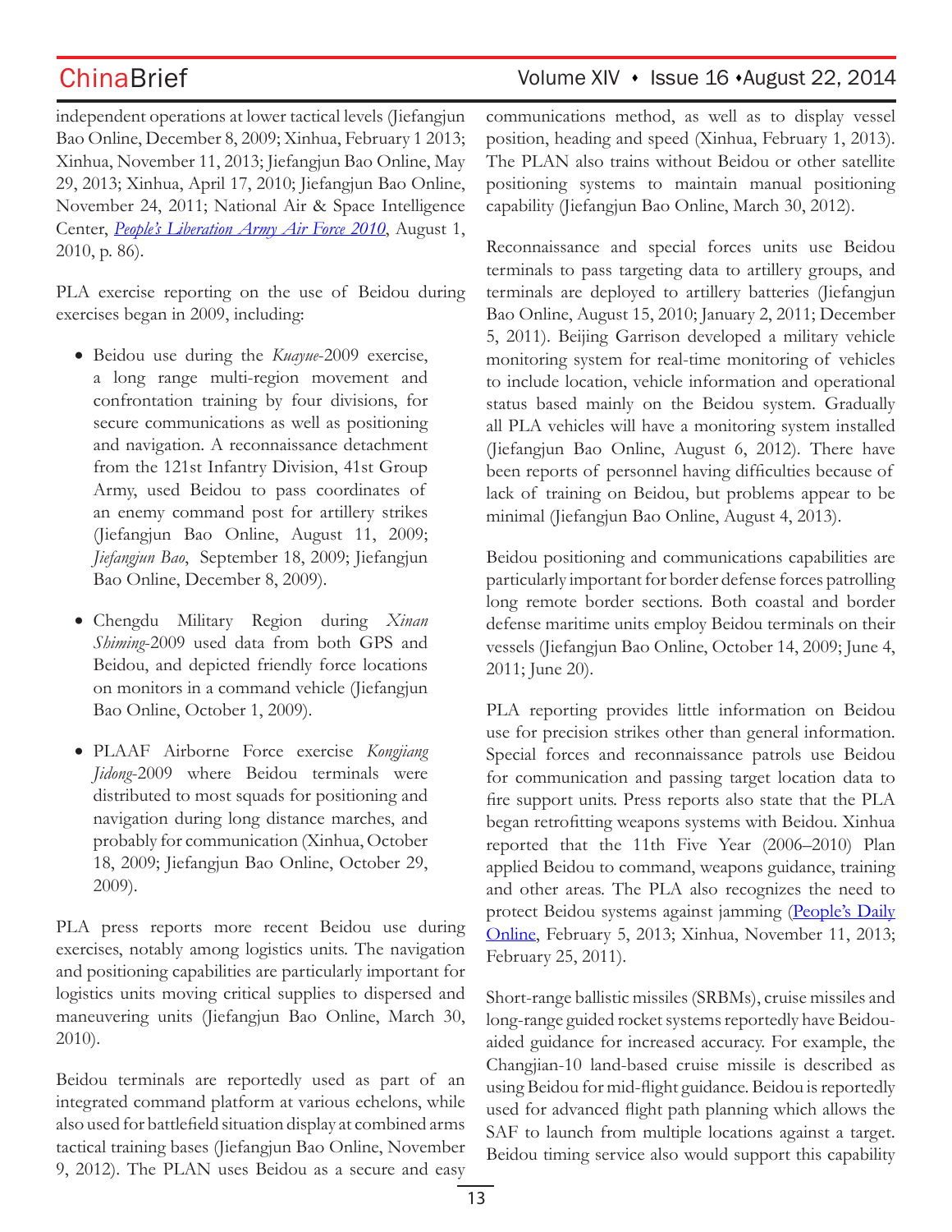independent operations at lower tactical levels (Jiefangjun Bao Online, December 8, 2009; Xinhua, February 1 2013; Xinhua, November 11, 2013; Jiefangjun Bao Online, May 29, 2013; Xinhua, April 17, 2010; Jiefangjun Bao Online, November 24, 2011; National Air & Space Intelligence Center, *People's Liberation Army Air Force 2010*, August 1, 2010, p. 86).

PLA exercise reporting on the use of Beidou during exercises began in 2009, including:

- Beidou use during the *Kuayue*-2009 exercise, a long range multi-region movement and confrontation training by four divisions, for secure communications as well as positioning and navigation. A reconnaissance detachment from the 121st Infantry Division, 41st Group Army, used Beidou to pass coordinates of an enemy command post for artillery strikes (Jiefangjun Bao Online, August 11, 2009; *Jiefangjun Bao*, September 18, 2009; Jiefangjun Bao Online, December 8, 2009).
- Chengdu Military Region during *Xinan Shiming*-2009 used data from both GPS and Beidou, and depicted friendly force locations on monitors in a command vehicle (Jiefangjun Bao Online, October 1, 2009).
- PLAAF Airborne Force exercise *Kongjiang Jidong*-2009 where Beidou terminals were distributed to most squads for positioning and navigation during long distance marches, and probably for communication (Xinhua, October 18, 2009; Jiefangjun Bao Online, October 29, 2009).

PLA press reports more recent Beidou use during exercises, notably among logistics units. The navigation and positioning capabilities are particularly important for logistics units moving critical supplies to dispersed and maneuvering units (Jiefangjun Bao Online, March 30, 2010).

Beidou terminals are reportedly used as part of an integrated command platform at various echelons, while also used for battlefield situation display at combined arms tactical training bases (Jiefangjun Bao Online, November 9, 2012). The PLAN uses Beidou as a secure and easy communications method, as well as to display vessel position, heading and speed (Xinhua, February 1, 2013). The PLAN also trains without Beidou or other satellite positioning systems to maintain manual positioning capability (Jiefangjun Bao Online, March 30, 2012).

Reconnaissance and special forces units use Beidou terminals to pass targeting data to artillery groups, and terminals are deployed to artillery batteries (Jiefangjun Bao Online, August 15, 2010; January 2, 2011; December 5, 2011). Beijing Garrison developed a military vehicle monitoring system for real-time monitoring of vehicles to include location, vehicle information and operational status based mainly on the Beidou system. Gradually all PLA vehicles will have a monitoring system installed (Jiefangjun Bao Online, August 6, 2012). There have been reports of personnel having difficulties because of lack of training on Beidou, but problems appear to be minimal (Jiefangjun Bao Online, August 4, 2013).

Beidou positioning and communications capabilities are particularly important for border defense forces patrolling long remote border sections. Both coastal and border defense maritime units employ Beidou terminals on their vessels (Jiefangjun Bao Online, October 14, 2009; June 4, 2011; June 20).

PLA reporting provides little information on Beidou use for precision strikes other than general information. Special forces and reconnaissance patrols use Beidou for communication and passing target location data to fire support units. Press reports also state that the PLA began retrofitting weapons systems with Beidou. Xinhua reported that the 11th Five Year (2006–2010) Plan applied Beidou to command, weapons guidance, training and other areas. The PLA also recognizes the need to protect Beidou systems against jamming (People's Daily Online, February 5, 2013; Xinhua, November 11, 2013; February 25, 2011).

Short-range ballistic missiles (SRBMs), cruise missiles and long-range guided rocket systems reportedly have Beidou-aided guidance for increased accuracy. For example, the Changjian-10 land-based cruise missile is described as using Beidou for mid-flight guidance. Beidou is reportedly used for advanced flight path planning which allows the SAF to launch from multiple locations against a target. Beidou timing service also would support this capability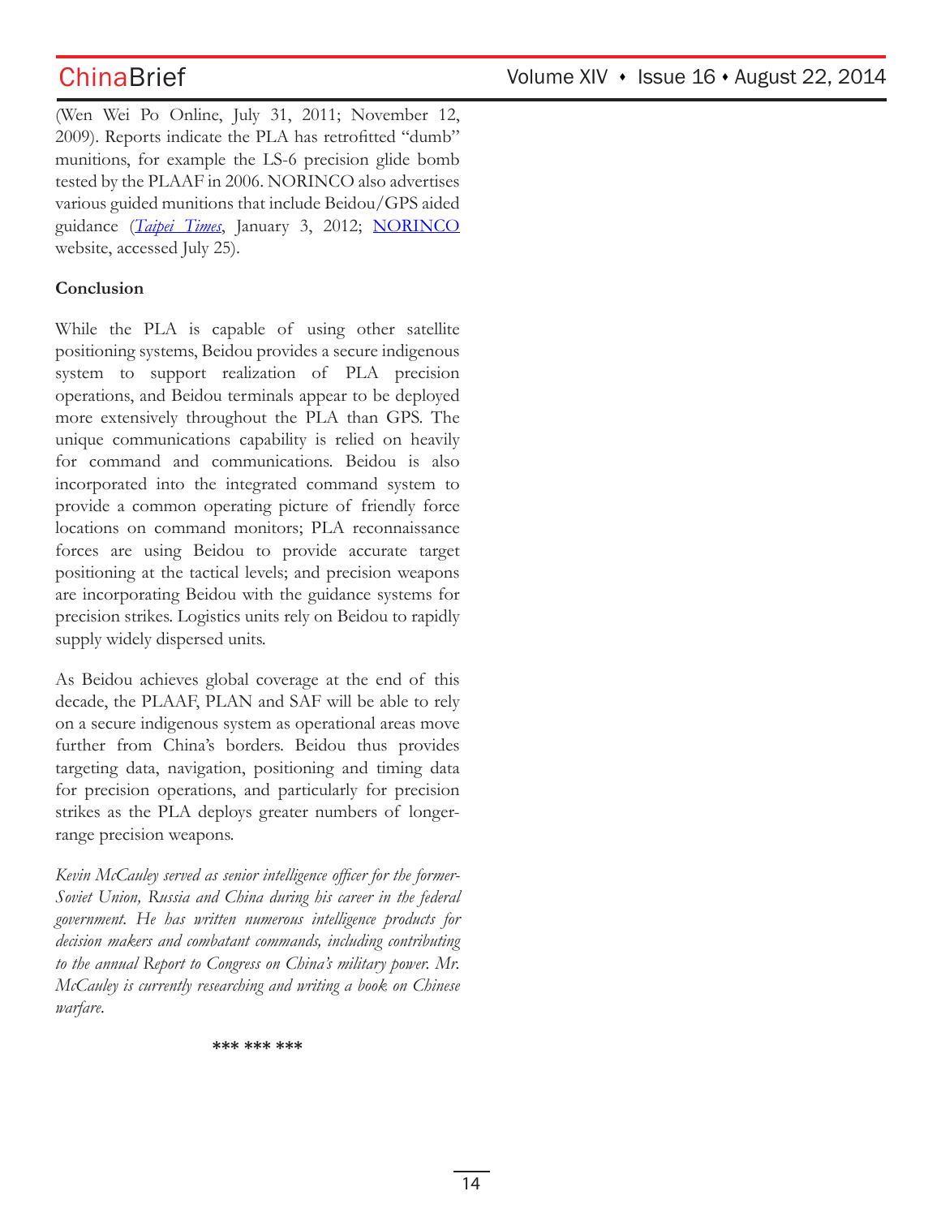(Wen Wei Po Online, July 31, 2011; November 12, 2009). Reports indicate the PLA has retrofitted "dumb" munitions, for example the LS-6 precision glide bomb tested by the PLAAF in 2006. NORINCO also advertises various guided munitions that include Beidou/GPS aided guidance (*Taipei Times*, January 3, 2012; NORINCO website, accessed July 25).

**Conclusion**

While the PLA is capable of using other satellite positioning systems, Beidou provides a secure indigenous system to support realization of PLA precision operations, and Beidou terminals appear to be deployed more extensively throughout the PLA than GPS. The unique communications capability is relied on heavily for command and communications. Beidou is also incorporated into the integrated command system to provide a common operating picture of friendly force locations on command monitors; PLA reconnaissance forces are using Beidou to provide accurate target positioning at the tactical levels; and precision weapons are incorporating Beidou with the guidance systems for precision strikes. Logistics units rely on Beidou to rapidly supply widely dispersed units.

As Beidou achieves global coverage at the end of this decade, the PLAAF, PLAN and SAF will be able to rely on a secure indigenous system as operational areas move further from China's borders. Beidou thus provides targeting data, navigation, positioning and timing data for precision operations, and particularly for precision strikes as the PLA deploys greater numbers of longer-range precision weapons.

*Kevin McCauley served as senior intelligence officer for the former-Soviet Union, Russia and China during his career in the federal government. He has written numerous intelligence products for decision makers and combatant commands, including contributing to the annual Report to Congress on China's military power. Mr. McCauley is currently researching and writing a book on Chinese warfare.*

*** *** ***